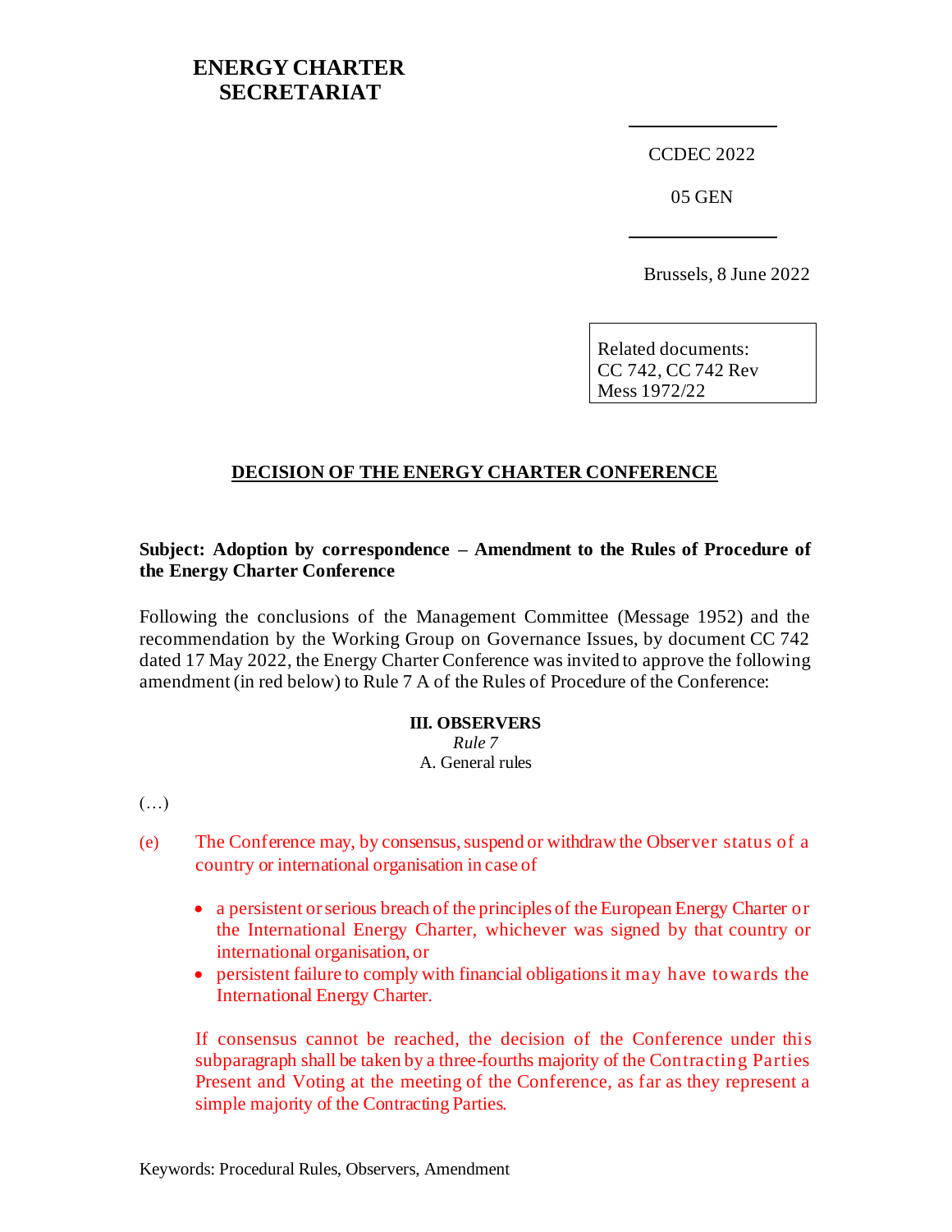# ENERGY CHARTER SECRETARIAT

CCDEC 2022

05 GEN

Brussels, 8 June 2022

Related documents:
CC 742, CC 742 Rev
Mess 1972/22

## DECISION OF THE ENERGY CHARTER CONFERENCE

**Subject: Adoption by correspondence – Amendment to the Rules of Procedure of the Energy Charter Conference**

Following the conclusions of the Management Committee (Message 1952) and the recommendation by the Working Group on Governance Issues, by document CC 742 dated 17 May 2022, the Energy Charter Conference was invited to approve the following amendment (in red below) to Rule 7 A of the Rules of Procedure of the Conference:

**III. OBSERVERS**

*Rule 7*

A. General rules

(…)

(e) The Conference may, by consensus, suspend or withdraw the Observer status of a country or international organisation in case of

- a persistent or serious breach of the principles of the European Energy Charter or the International Energy Charter, whichever was signed by that country or international organisation, or
- persistent failure to comply with financial obligations it may have towards the International Energy Charter.

If consensus cannot be reached, the decision of the Conference under this subparagraph shall be taken by a three-fourths majority of the Contracting Parties Present and Voting at the meeting of the Conference, as far as they represent a simple majority of the Contracting Parties.

Keywords: Procedural Rules, Observers, Amendment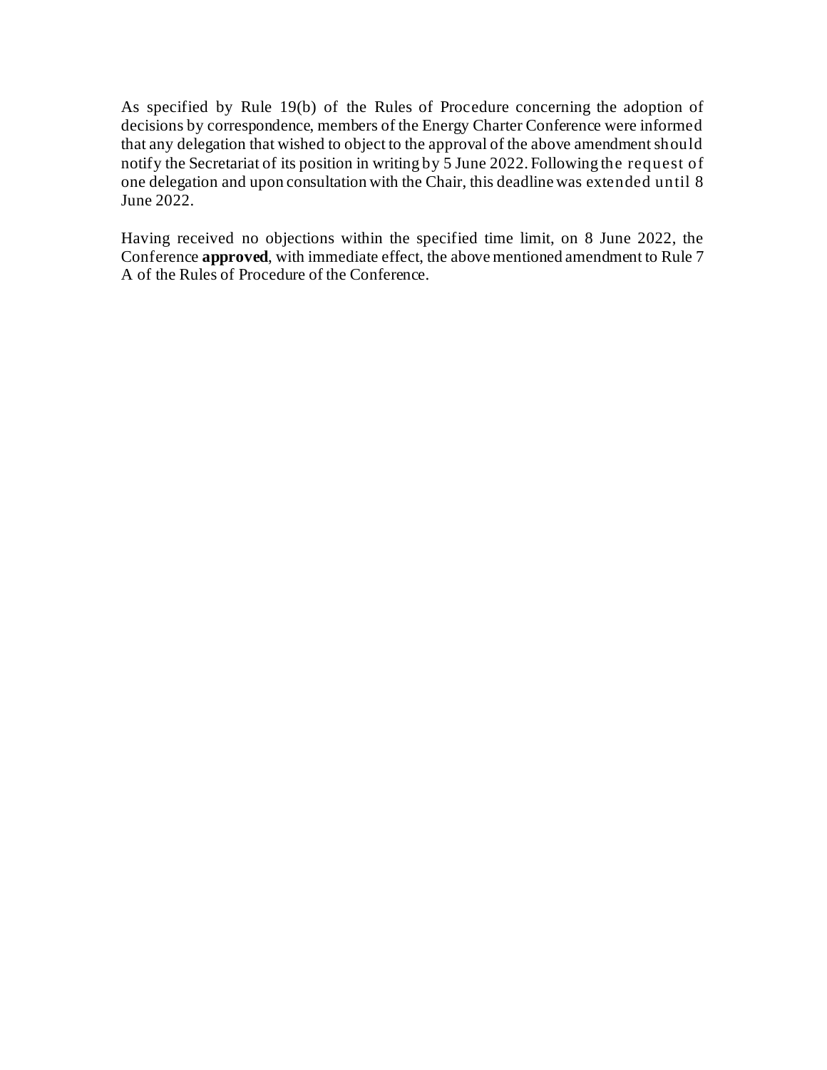As specified by Rule 19(b) of the Rules of Procedure concerning the adoption of decisions by correspondence, members of the Energy Charter Conference were informed that any delegation that wished to object to the approval of the above amendment should notify the Secretariat of its position in writing by 5 June 2022. Following the request of one delegation and upon consultation with the Chair, this deadline was extended until 8 June 2022.

Having received no objections within the specified time limit, on 8 June 2022, the Conference **approved**, with immediate effect, the above mentioned amendment to Rule 7 A of the Rules of Procedure of the Conference.